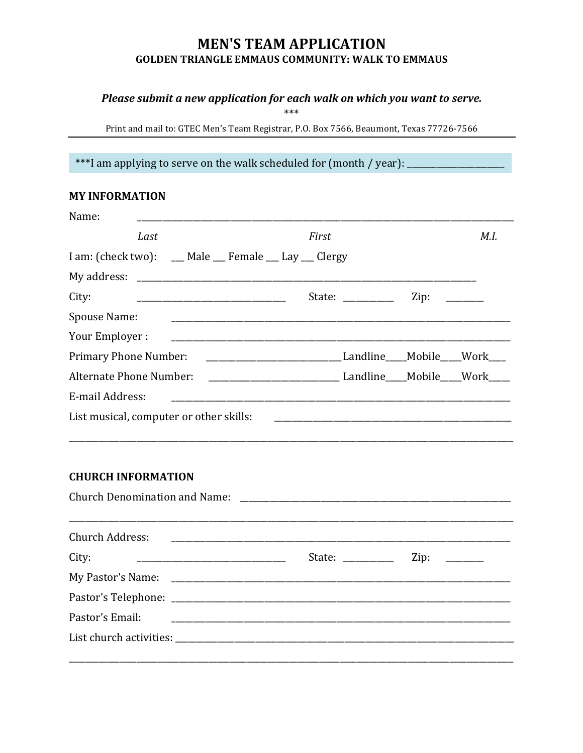# MEN'S TEAM APPLICATION

## GOLDEN TRIANGLE EMMAUS COMMUNITY: WALK TO EMMAUS

***Please submit a new application for each walk on which you want to serve.***

***

Print and mail to: GTEC Men's Team Registrar, P.O. Box 7566, Beaumont, Texas 77726-7566

---

***I am applying to serve on the walk scheduled for (month / year): _______________________

### MY INFORMATION

Name: _______________________________________________________________________________

*Last* *First* *M.I.*

I am: (check two): ___ Male ___ Female ___ Lay ___ Clergy

My address: ___________________________________________________________________

City: _______________________________ State: __________ Zip: ________

Spouse Name: _________________________________________________________________

Your Employer : _________________________________________________________________

Primary Phone Number: ___________________________ Landline____Mobile____Work___

Alternate Phone Number: ___________________________ Landline____Mobile____Work____

E-mail Address: _________________________________________________________________

List musical, computer or other skills: ____________________________________________

_______________________________________________________________________________

### CHURCH INFORMATION

Church Denomination and Name: ____________________________________________________

_______________________________________________________________________________

Church Address: _________________________________________________________________

City: _______________________________ State: __________ Zip: ________

My Pastor's Name: _______________________________________________________________

Pastor's Telephone: _______________________________________________________________

Pastor's Email: _________________________________________________________________

List church activities: ______________________________________________________________

_______________________________________________________________________________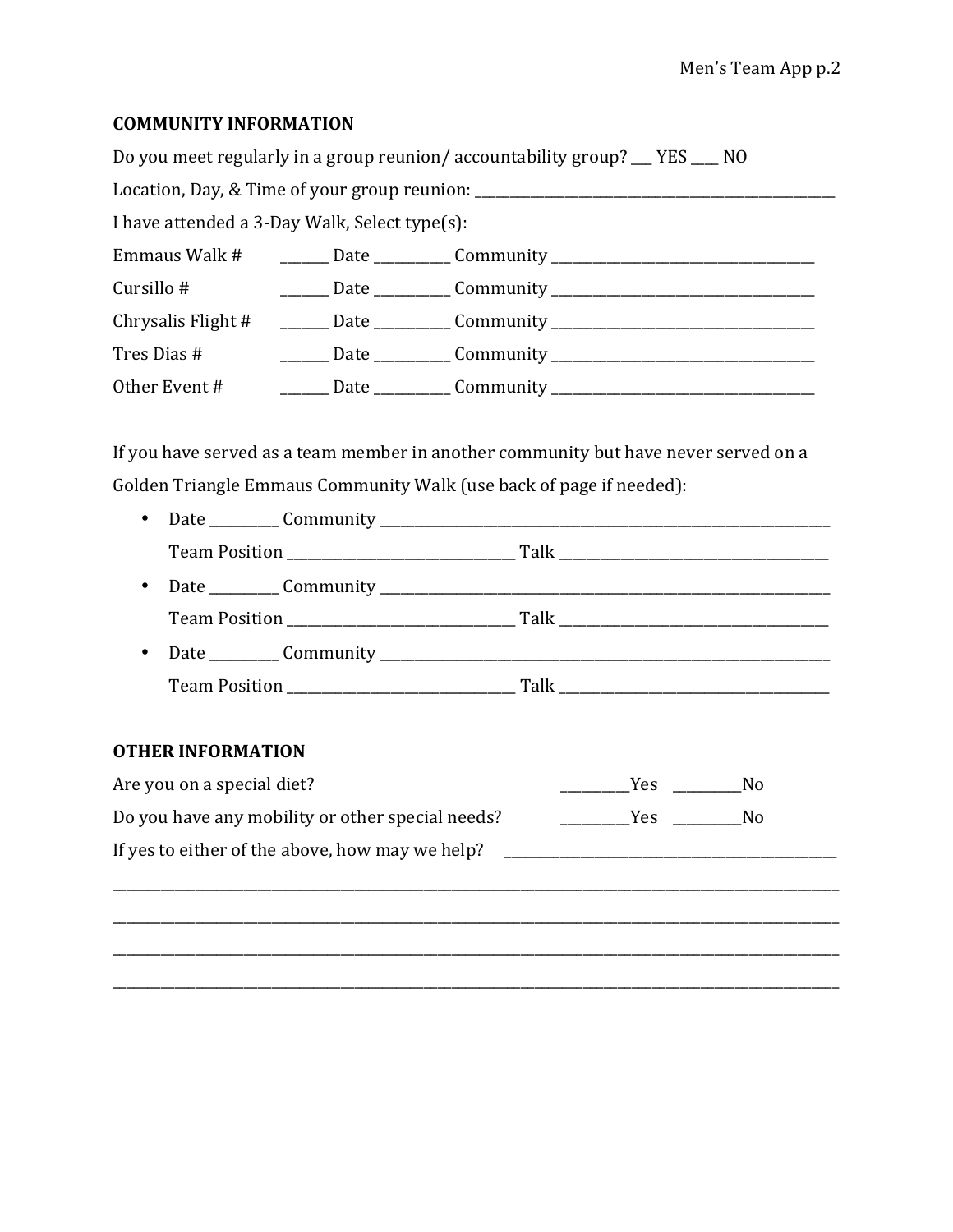## COMMUNITY INFORMATION

Do you meet regularly in a group reunion/ accountability group? ___ YES ____ NO

Location, Day, & Time of your group reunion: ______________________________________________

I have attended a 3-Day Walk, Select type(s):

Emmaus Walk # _______ Date __________ Community ________________________________

Cursillo # _______ Date __________ Community ________________________________

Chrysalis Flight # _______ Date __________ Community ________________________________

Tres Dias # _______ Date __________ Community ________________________________

Other Event # _______ Date __________ Community ________________________________

If you have served as a team member in another community but have never served on a Golden Triangle Emmaus Community Walk (use back of page if needed):

- Date _________ Community ____________________________________________________
  
  Team Position ____________________________ Talk __________________________________
- Date _________ Community ____________________________________________________
  
  Team Position ____________________________ Talk __________________________________
- Date _________ Community ____________________________________________________
  
  Team Position ____________________________ Talk __________________________________

## OTHER INFORMATION

Are you on a special diet? _________Yes _________No

Do you have any mobility or other special needs? _________Yes _________No

If yes to either of the above, how may we help? ______________________________________

____________________________________________________________________________________

____________________________________________________________________________________

____________________________________________________________________________________

____________________________________________________________________________________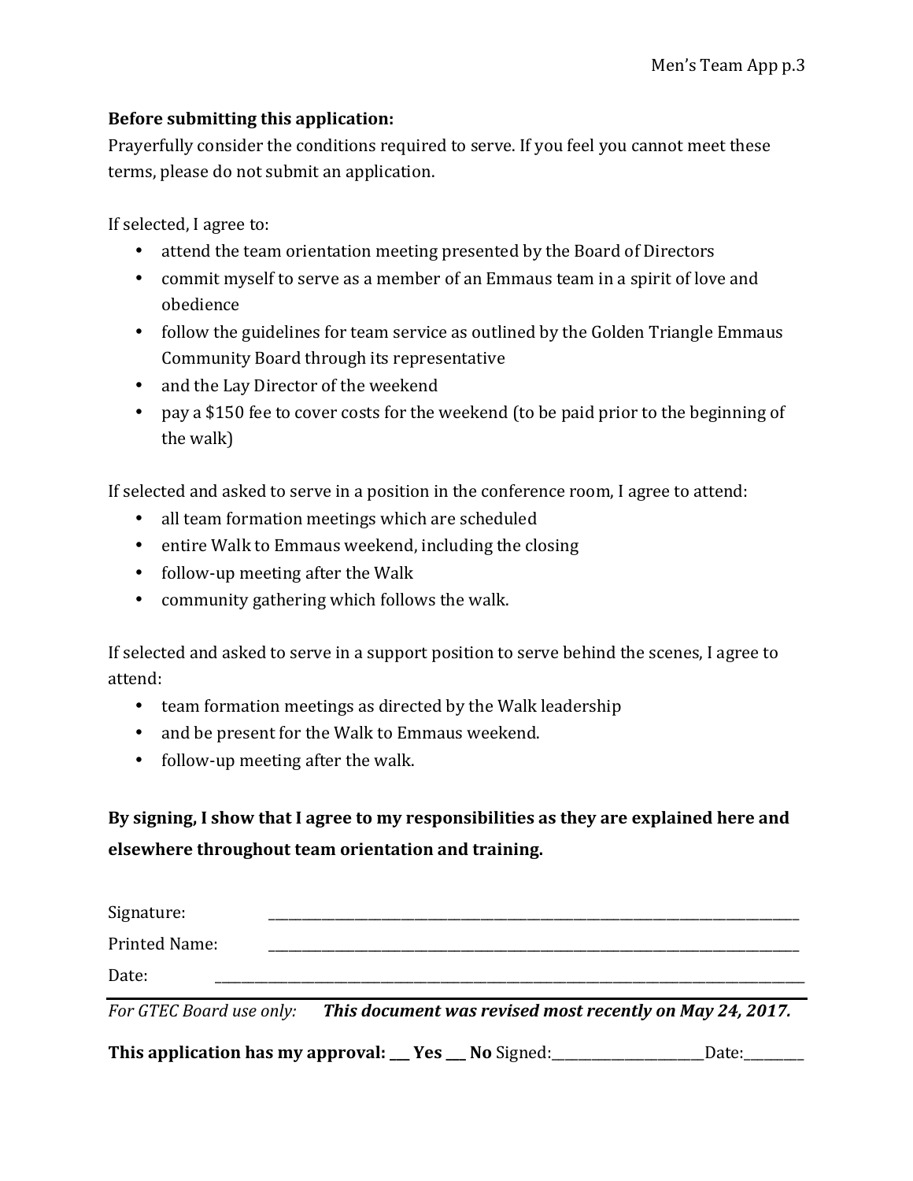**Before submitting this application:**
Prayerfully consider the conditions required to serve. If you feel you cannot meet these terms, please do not submit an application.

If selected, I agree to:

- attend the team orientation meeting presented by the Board of Directors
- commit myself to serve as a member of an Emmaus team in a spirit of love and obedience
- follow the guidelines for team service as outlined by the Golden Triangle Emmaus Community Board through its representative
- and the Lay Director of the weekend
- pay a $150 fee to cover costs for the weekend (to be paid prior to the beginning of the walk)

If selected and asked to serve in a position in the conference room, I agree to attend:

- all team formation meetings which are scheduled
- entire Walk to Emmaus weekend, including the closing
- follow-up meeting after the Walk
- community gathering which follows the walk.

If selected and asked to serve in a support position to serve behind the scenes, I agree to attend:

- team formation meetings as directed by the Walk leadership
- and be present for the Walk to Emmaus weekend.
- follow-up meeting after the walk.

**By signing, I show that I agree to my responsibilities as they are explained here and elsewhere throughout team orientation and training.**

Signature: ______________________________________________

Printed Name: ______________________________________________

Date: ______________________________________________

*For GTEC Board use only:* ***This document was revised most recently on May 24, 2017.***

**This application has my approval: ___ Yes ___ No** Signed:______________________Date:_________